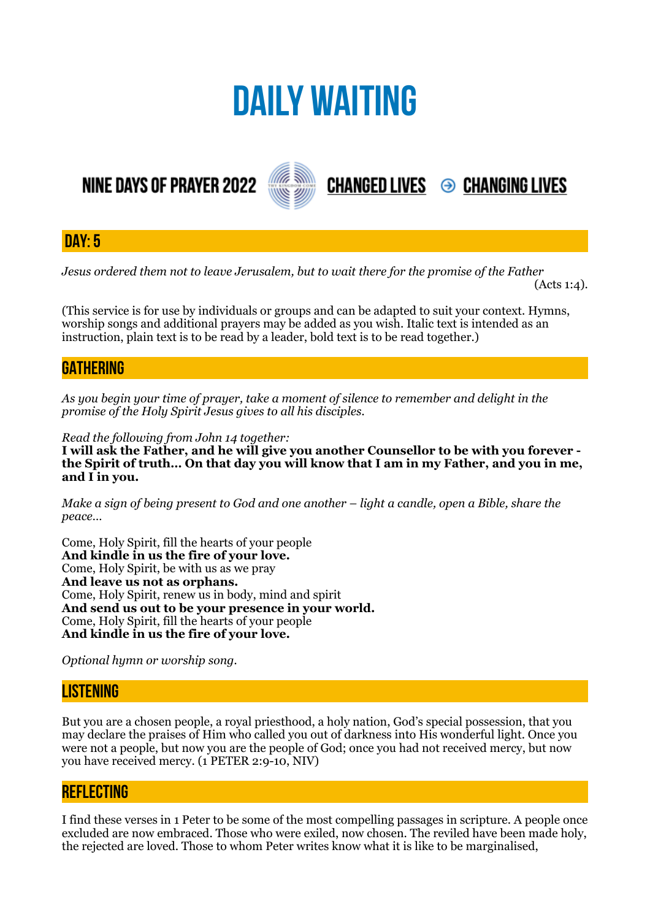# DAILY WAITING

NINE DAYS OF PRAYER 2022 CHANGED LIVES ⊕ CHANGING LIVES

## DAY: 5

*Jesus ordered them not to leave Jerusalem, but to wait there for the promise of the Father* (Acts 1:4).

(This service is for use by individuals or groups and can be adapted to suit your context. Hymns, worship songs and additional prayers may be added as you wish. Italic text is intended as an instruction, plain text is to be read by a leader, bold text is to be read together.)

## GATHERING

*As you begin your time of prayer, take a moment of silence to remember and delight in the promise of the Holy Spirit Jesus gives to all his disciples.*

*Read the following from John 14 together:*
**I will ask the Father, and he will give you another Counsellor to be with you forever - the Spirit of truth… On that day you will know that I am in my Father, and you in me, and I in you.**

*Make a sign of being present to God and one another – light a candle, open a Bible, share the peace…*

Come, Holy Spirit, fill the hearts of your people
**And kindle in us the fire of your love.**
Come, Holy Spirit, be with us as we pray
**And leave us not as orphans.**
Come, Holy Spirit, renew us in body, mind and spirit
**And send us out to be your presence in your world.**
Come, Holy Spirit, fill the hearts of your people
**And kindle in us the fire of your love.**

*Optional hymn or worship song.*

## LISTENING

But you are a chosen people, a royal priesthood, a holy nation, God's special possession, that you may declare the praises of Him who called you out of darkness into His wonderful light. Once you were not a people, but now you are the people of God; once you had not received mercy, but now you have received mercy. (1 PETER 2:9-10, NIV)

## REFLECTING

I find these verses in 1 Peter to be some of the most compelling passages in scripture. A people once excluded are now embraced. Those who were exiled, now chosen. The reviled have been made holy, the rejected are loved. Those to whom Peter writes know what it is like to be marginalised,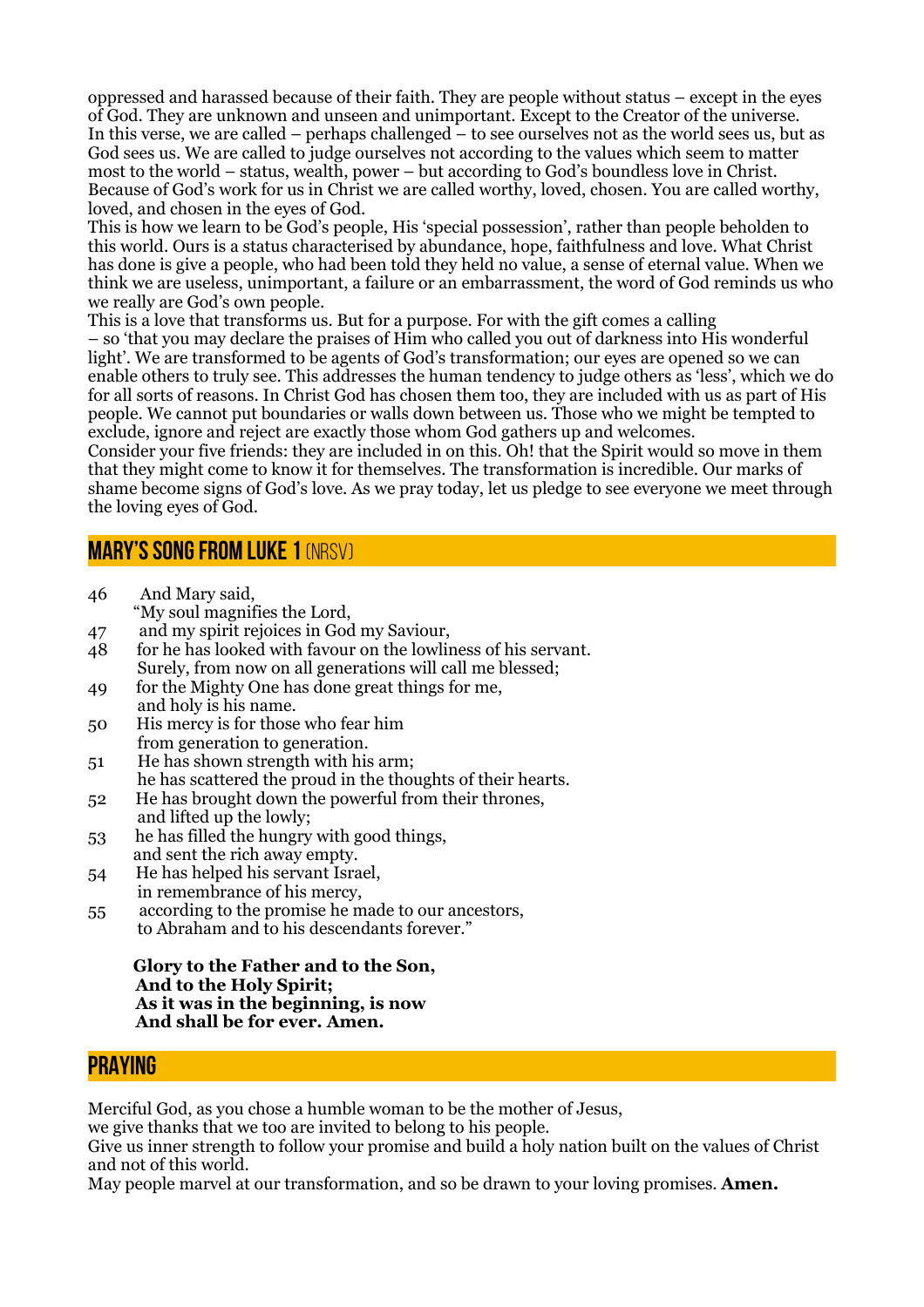oppressed and harassed because of their faith. They are people without status – except in the eyes of God. They are unknown and unseen and unimportant. Except to the Creator of the universe.
In this verse, we are called – perhaps challenged – to see ourselves not as the world sees us, but as God sees us. We are called to judge ourselves not according to the values which seem to matter most to the world – status, wealth, power – but according to God's boundless love in Christ. Because of God's work for us in Christ we are called worthy, loved, chosen. You are called worthy, loved, and chosen in the eyes of God.
This is how we learn to be God's people, His 'special possession', rather than people beholden to this world. Ours is a status characterised by abundance, hope, faithfulness and love. What Christ has done is give a people, who had been told they held no value, a sense of eternal value. When we think we are useless, unimportant, a failure or an embarrassment, the word of God reminds us who we really are God's own people.
This is a love that transforms us. But for a purpose. For with the gift comes a calling – so 'that you may declare the praises of Him who called you out of darkness into His wonderful light'. We are transformed to be agents of God's transformation; our eyes are opened so we can enable others to truly see. This addresses the human tendency to judge others as 'less', which we do for all sorts of reasons. In Christ God has chosen them too, they are included with us as part of His people. We cannot put boundaries or walls down between us. Those who we might be tempted to exclude, ignore and reject are exactly those whom God gathers up and welcomes.
Consider your five friends: they are included in on this. Oh! that the Spirit would so move in them that they might come to know it for themselves. The transformation is incredible. Our marks of shame become signs of God's love. As we pray today, let us pledge to see everyone we meet through the loving eyes of God.

## MARY'S SONG FROM LUKE 1 (NRSV)

46 And Mary said,
"My soul magnifies the Lord,
47 and my spirit rejoices in God my Saviour,
48 for he has looked with favour on the lowliness of his servant.
Surely, from now on all generations will call me blessed;
49 for the Mighty One has done great things for me,
and holy is his name.
50 His mercy is for those who fear him
from generation to generation.
51 He has shown strength with his arm;
he has scattered the proud in the thoughts of their hearts.
52 He has brought down the powerful from their thrones,
and lifted up the lowly;
53 he has filled the hungry with good things,
and sent the rich away empty.
54 He has helped his servant Israel,
in remembrance of his mercy,
55 according to the promise he made to our ancestors,
to Abraham and to his descendants forever."

**Glory to the Father and to the Son,**
**And to the Holy Spirit;**
**As it was in the beginning, is now**
**And shall be for ever. Amen.**

## PRAYING

Merciful God, as you chose a humble woman to be the mother of Jesus,
we give thanks that we too are invited to belong to his people.
Give us inner strength to follow your promise and build a holy nation built on the values of Christ and not of this world.
May people marvel at our transformation, and so be drawn to your loving promises. **Amen.**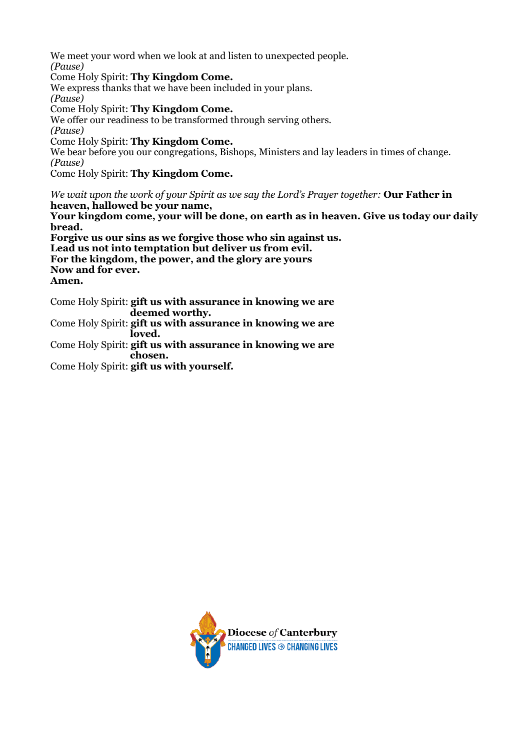We meet your word when we look at and listen to unexpected people.
*(Pause)*
Come Holy Spirit: **Thy Kingdom Come.**
We express thanks that we have been included in your plans.
*(Pause)*
Come Holy Spirit: **Thy Kingdom Come.**
We offer our readiness to be transformed through serving others.
*(Pause)*
Come Holy Spirit: **Thy Kingdom Come.**
We bear before you our congregations, Bishops, Ministers and lay leaders in times of change.
*(Pause)*
Come Holy Spirit: **Thy Kingdom Come.**

*We wait upon the work of your Spirit as we say the Lord's Prayer together:* **Our Father in heaven, hallowed be your name,**
**Your kingdom come, your will be done, on earth as in heaven. Give us today our daily bread.**
**Forgive us our sins as we forgive those who sin against us.**
**Lead us not into temptation but deliver us from evil.**
**For the kingdom, the power, and the glory are yours**
**Now and for ever.**
**Amen.**

Come Holy Spirit: **gift us with assurance in knowing we are deemed worthy.**
Come Holy Spirit: **gift us with assurance in knowing we are loved.**
Come Holy Spirit: **gift us with assurance in knowing we are chosen.**
Come Holy Spirit: **gift us with yourself.**

Diocese *of* Canterbury
CHANGED LIVES CHANGING LIVES